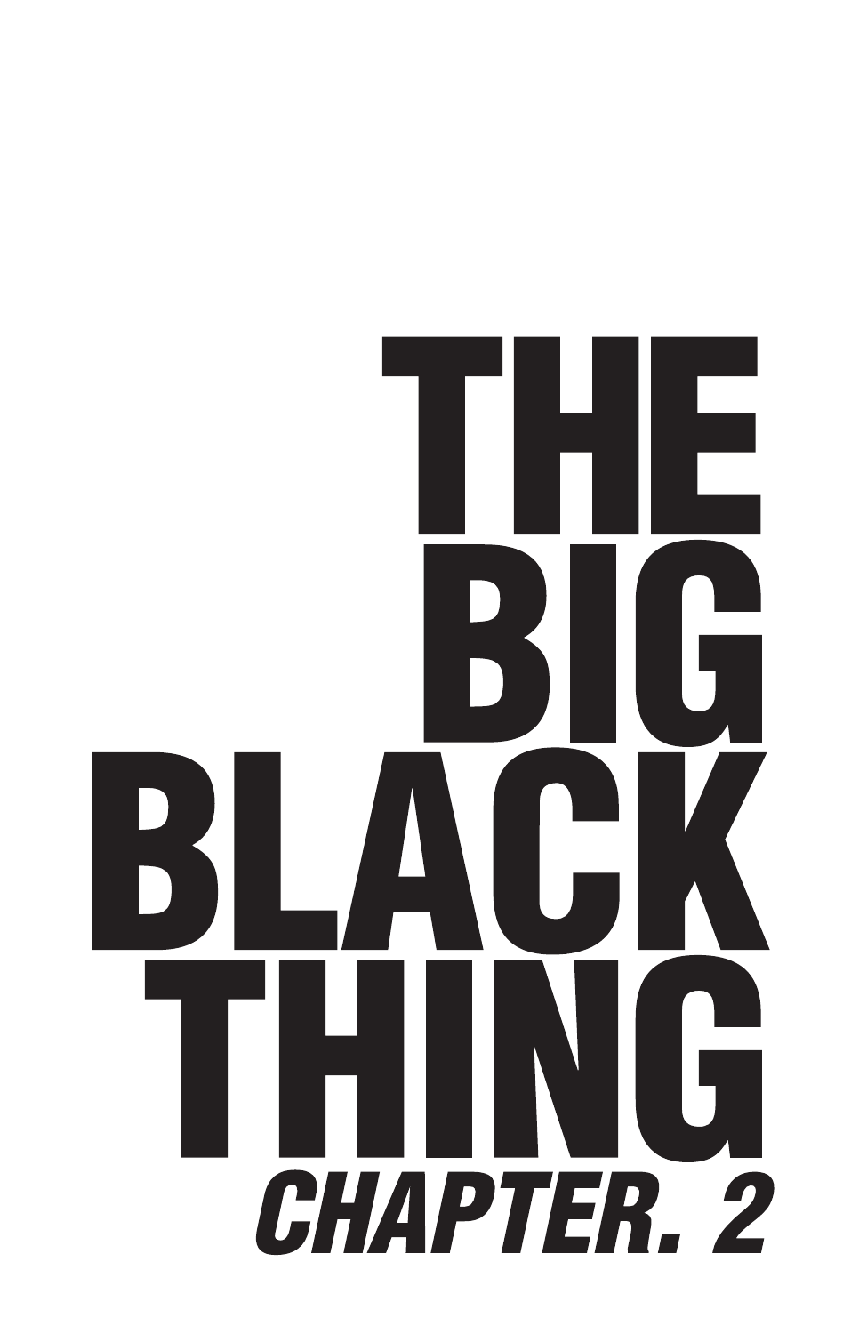# THE BIG BLACK THING

## *CHAPTER. 2*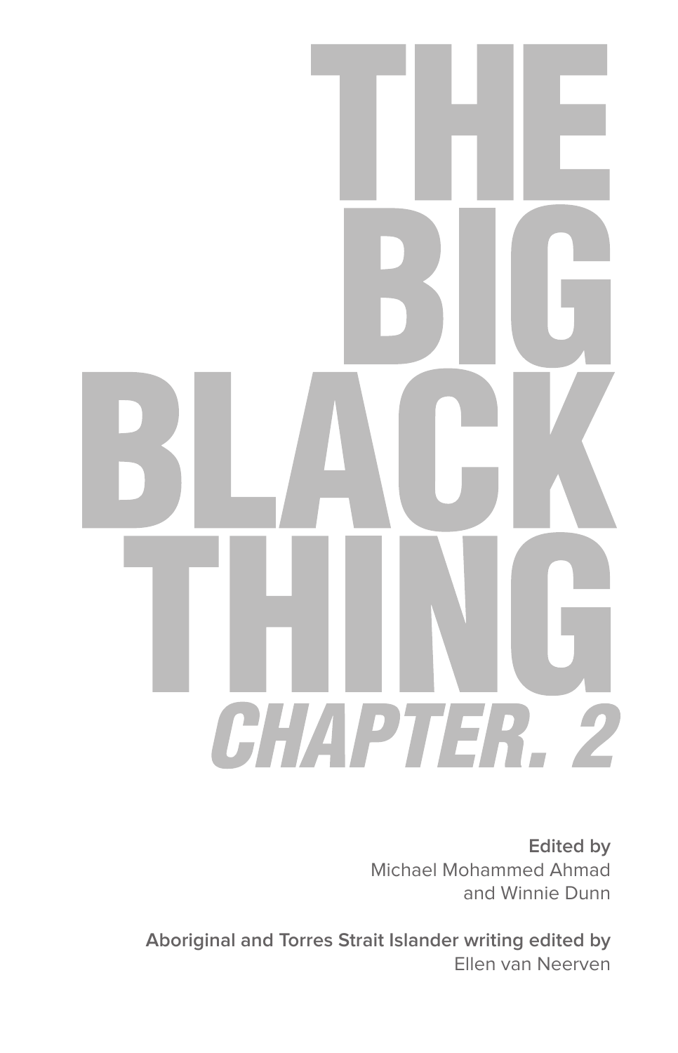# THE BIG BLACK THING

## *CHAPTER. 2*

**Edited by**
Michael Mohammed Ahmad
and Winnie Dunn

**Aboriginal and Torres Strait Islander writing edited by**
Ellen van Neerven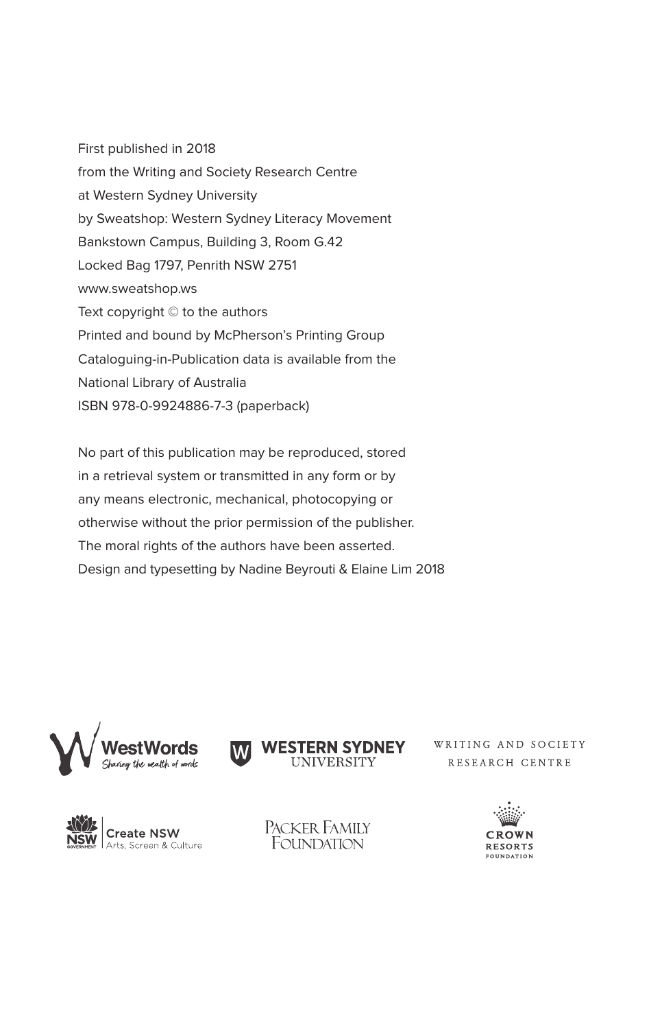First published in 2018
from the Writing and Society Research Centre
at Western Sydney University
by Sweatshop: Western Sydney Literacy Movement
Bankstown Campus, Building 3, Room G.42
Locked Bag 1797, Penrith NSW 2751
www.sweatshop.ws
Text copyright © to the authors
Printed and bound by McPherson's Printing Group
Cataloguing-in-Publication data is available from the
National Library of Australia
ISBN 978-0-9924886-7-3 (paperback)

No part of this publication may be reproduced, stored
in a retrieval system or transmitted in any form or by
any means electronic, mechanical, photocopying or
otherwise without the prior permission of the publisher.
The moral rights of the authors have been asserted.
Design and typesetting by Nadine Beyrouti & Elaine Lim 2018

WestWords
Sharing the wealth of words

Western Sydney University

Writing and Society Research Centre

NSW Government Create NSW Arts, Screen & Culture

Packer Family Foundation

Crown Resorts Foundation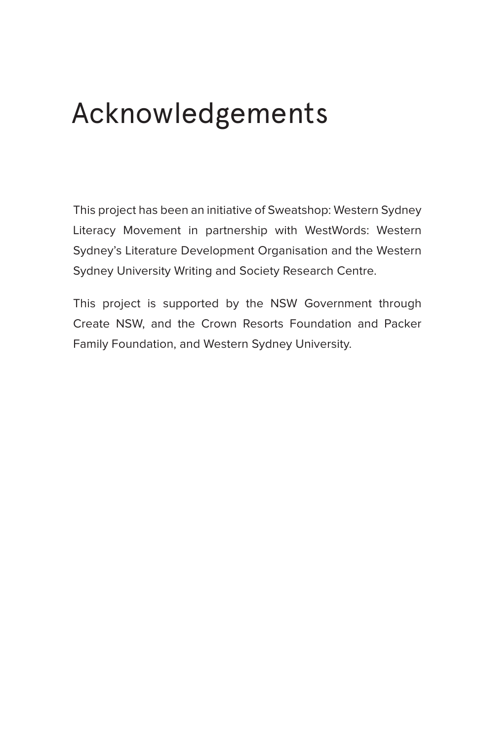# Acknowledgements

This project has been an initiative of Sweatshop: Western Sydney Literacy Movement in partnership with WestWords: Western Sydney's Literature Development Organisation and the Western Sydney University Writing and Society Research Centre.

This project is supported by the NSW Government through Create NSW, and the Crown Resorts Foundation and Packer Family Foundation, and Western Sydney University.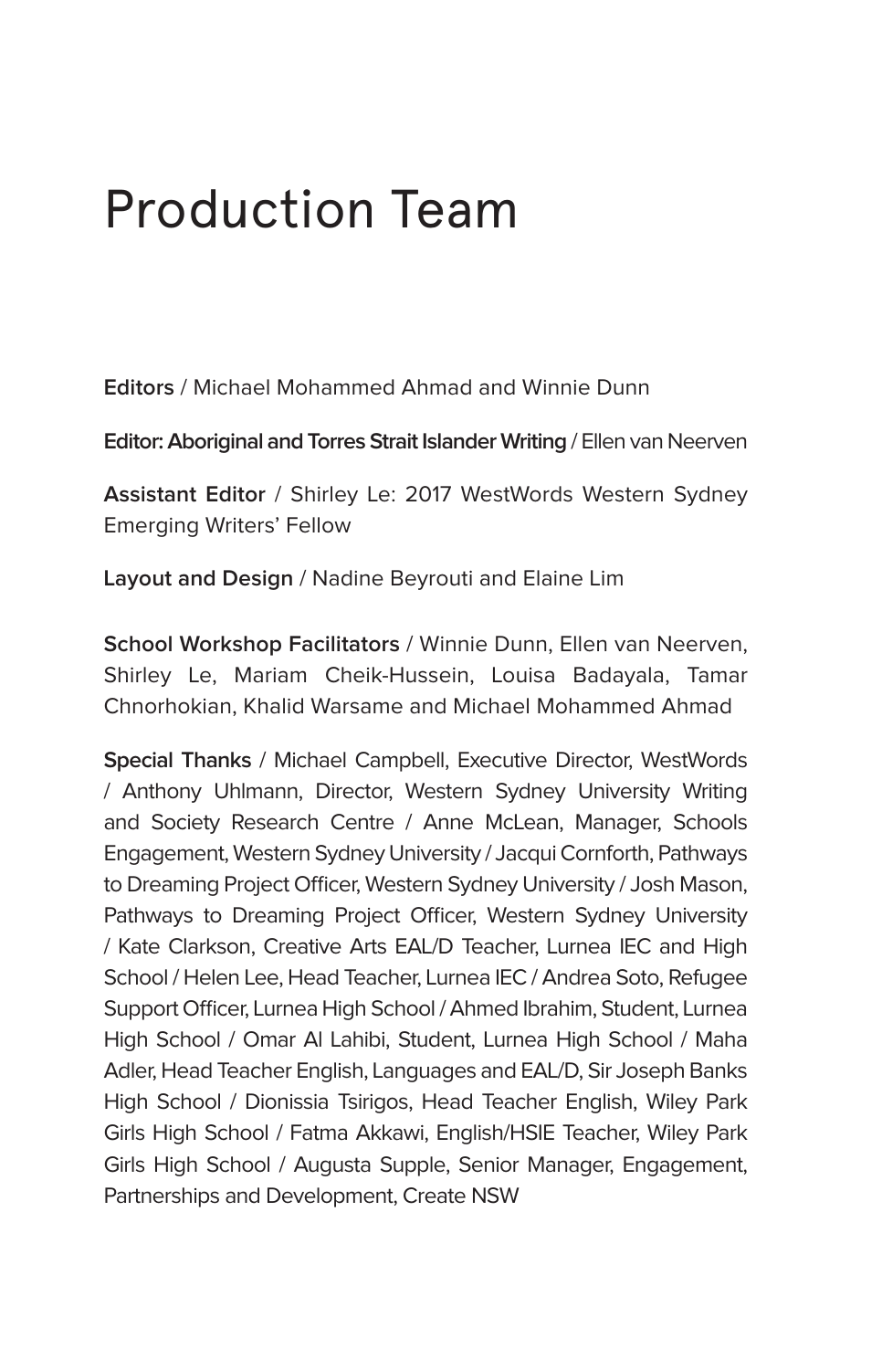# Production Team

**Editors** / Michael Mohammed Ahmad and Winnie Dunn

**Editor: Aboriginal and Torres Strait Islander Writing** / Ellen van Neerven

**Assistant Editor** / Shirley Le: 2017 WestWords Western Sydney Emerging Writers' Fellow

**Layout and Design** / Nadine Beyrouti and Elaine Lim

**School Workshop Facilitators** / Winnie Dunn, Ellen van Neerven, Shirley Le, Mariam Cheik-Hussein, Louisa Badayala, Tamar Chnorhokian, Khalid Warsame and Michael Mohammed Ahmad

**Special Thanks** / Michael Campbell, Executive Director, WestWords / Anthony Uhlmann, Director, Western Sydney University Writing and Society Research Centre / Anne McLean, Manager, Schools Engagement, Western Sydney University / Jacqui Cornforth, Pathways to Dreaming Project Officer, Western Sydney University / Josh Mason, Pathways to Dreaming Project Officer, Western Sydney University / Kate Clarkson, Creative Arts EAL/D Teacher, Lurnea IEC and High School / Helen Lee, Head Teacher, Lurnea IEC / Andrea Soto, Refugee Support Officer, Lurnea High School / Ahmed Ibrahim, Student, Lurnea High School / Omar Al Lahibi, Student, Lurnea High School / Maha Adler, Head Teacher English, Languages and EAL/D, Sir Joseph Banks High School / Dionissia Tsirigos, Head Teacher English, Wiley Park Girls High School / Fatma Akkawi, English/HSIE Teacher, Wiley Park Girls High School / Augusta Supple, Senior Manager, Engagement, Partnerships and Development, Create NSW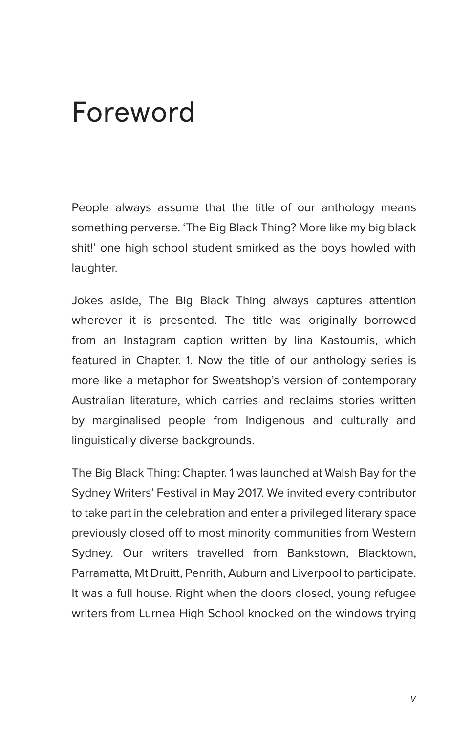# Foreword

People always assume that the title of our anthology means something perverse. 'The Big Black Thing? More like my big black shit!' one high school student smirked as the boys howled with laughter.

Jokes aside, The Big Black Thing always captures attention wherever it is presented. The title was originally borrowed from an Instagram caption written by Iina Kastoumis, which featured in Chapter. 1. Now the title of our anthology series is more like a metaphor for Sweatshop's version of contemporary Australian literature, which carries and reclaims stories written by marginalised people from Indigenous and culturally and linguistically diverse backgrounds.

The Big Black Thing: Chapter. 1 was launched at Walsh Bay for the Sydney Writers' Festival in May 2017. We invited every contributor to take part in the celebration and enter a privileged literary space previously closed off to most minority communities from Western Sydney. Our writers travelled from Bankstown, Blacktown, Parramatta, Mt Druitt, Penrith, Auburn and Liverpool to participate. It was a full house. Right when the doors closed, young refugee writers from Lurnea High School knocked on the windows trying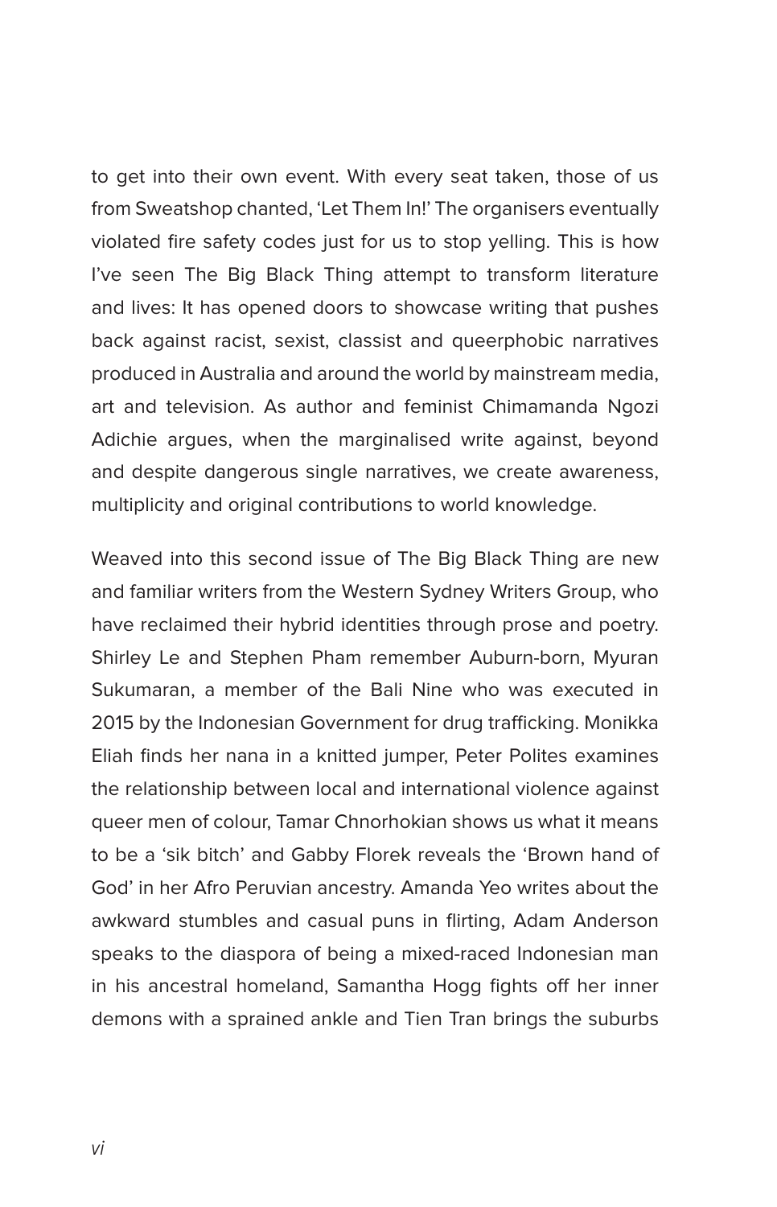to get into their own event. With every seat taken, those of us from Sweatshop chanted, 'Let Them In!' The organisers eventually violated fire safety codes just for us to stop yelling. This is how I've seen The Big Black Thing attempt to transform literature and lives: It has opened doors to showcase writing that pushes back against racist, sexist, classist and queerphobic narratives produced in Australia and around the world by mainstream media, art and television. As author and feminist Chimamanda Ngozi Adichie argues, when the marginalised write against, beyond and despite dangerous single narratives, we create awareness, multiplicity and original contributions to world knowledge.

Weaved into this second issue of The Big Black Thing are new and familiar writers from the Western Sydney Writers Group, who have reclaimed their hybrid identities through prose and poetry. Shirley Le and Stephen Pham remember Auburn-born, Myuran Sukumaran, a member of the Bali Nine who was executed in 2015 by the Indonesian Government for drug trafficking. Monikka Eliah finds her nana in a knitted jumper, Peter Polites examines the relationship between local and international violence against queer men of colour, Tamar Chnorhokian shows us what it means to be a 'sik bitch' and Gabby Florek reveals the 'Brown hand of God' in her Afro Peruvian ancestry. Amanda Yeo writes about the awkward stumbles and casual puns in flirting, Adam Anderson speaks to the diaspora of being a mixed-raced Indonesian man in his ancestral homeland, Samantha Hogg fights off her inner demons with a sprained ankle and Tien Tran brings the suburbs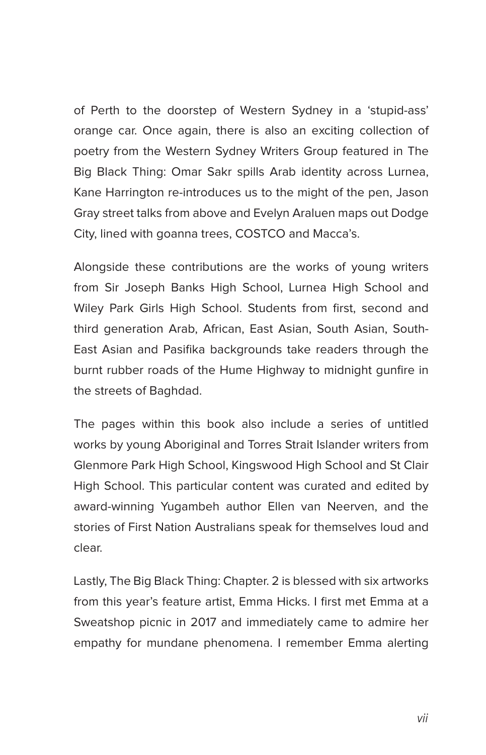of Perth to the doorstep of Western Sydney in a 'stupid-ass' orange car. Once again, there is also an exciting collection of poetry from the Western Sydney Writers Group featured in The Big Black Thing: Omar Sakr spills Arab identity across Lurnea, Kane Harrington re-introduces us to the might of the pen, Jason Gray street talks from above and Evelyn Araluen maps out Dodge City, lined with goanna trees, COSTCO and Macca's.

Alongside these contributions are the works of young writers from Sir Joseph Banks High School, Lurnea High School and Wiley Park Girls High School. Students from first, second and third generation Arab, African, East Asian, South Asian, South-East Asian and Pasifika backgrounds take readers through the burnt rubber roads of the Hume Highway to midnight gunfire in the streets of Baghdad.

The pages within this book also include a series of untitled works by young Aboriginal and Torres Strait Islander writers from Glenmore Park High School, Kingswood High School and St Clair High School. This particular content was curated and edited by award-winning Yugambeh author Ellen van Neerven, and the stories of First Nation Australians speak for themselves loud and clear.

Lastly, The Big Black Thing: Chapter. 2 is blessed with six artworks from this year's feature artist, Emma Hicks. I first met Emma at a Sweatshop picnic in 2017 and immediately came to admire her empathy for mundane phenomena. I remember Emma alerting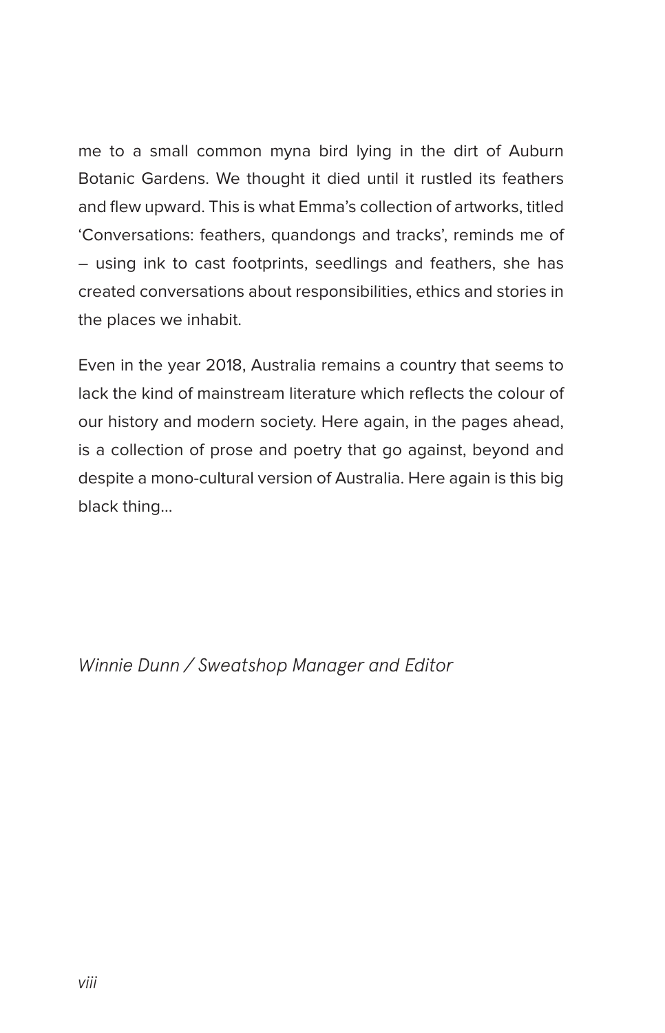me to a small common myna bird lying in the dirt of Auburn Botanic Gardens. We thought it died until it rustled its feathers and flew upward. This is what Emma's collection of artworks, titled 'Conversations: feathers, quandongs and tracks', reminds me of – using ink to cast footprints, seedlings and feathers, she has created conversations about responsibilities, ethics and stories in the places we inhabit.

Even in the year 2018, Australia remains a country that seems to lack the kind of mainstream literature which reflects the colour of our history and modern society. Here again, in the pages ahead, is a collection of prose and poetry that go against, beyond and despite a mono-cultural version of Australia. Here again is this big black thing...

*Winnie Dunn / Sweatshop Manager and Editor*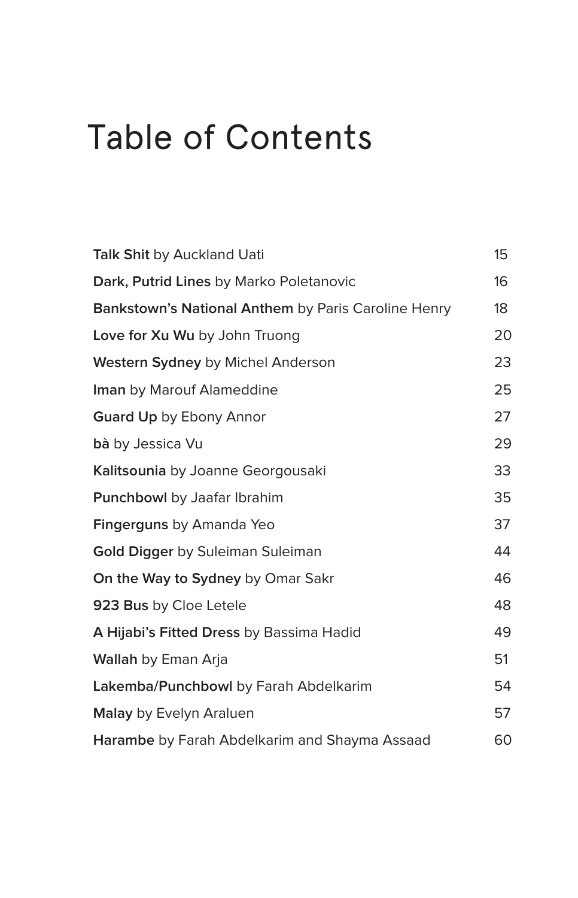# Table of Contents

| | |
|---|---|
| **Talk Shit** by Auckland Uati | 15 |
| **Dark, Putrid Lines** by Marko Poletanovic | 16 |
| **Bankstown's National Anthem** by Paris Caroline Henry | 18 |
| **Love for Xu Wu** by John Truong | 20 |
| **Western Sydney** by Michel Anderson | 23 |
| **Iman** by Marouf Alameddine | 25 |
| **Guard Up** by Ebony Annor | 27 |
| **bà** by Jessica Vu | 29 |
| **Kalitsounia** by Joanne Georgousaki | 33 |
| **Punchbowl** by Jaafar Ibrahim | 35 |
| **Fingerguns** by Amanda Yeo | 37 |
| **Gold Digger** by Suleiman Suleiman | 44 |
| **On the Way to Sydney** by Omar Sakr | 46 |
| **923 Bus** by Cloe Letele | 48 |
| **A Hijabi's Fitted Dress** by Bassima Hadid | 49 |
| **Wallah** by Eman Arja | 51 |
| **Lakemba/Punchbowl** by Farah Abdelkarim | 54 |
| **Malay** by Evelyn Araluen | 57 |
| **Harambe** by Farah Abdelkarim and Shayma Assaad | 60 |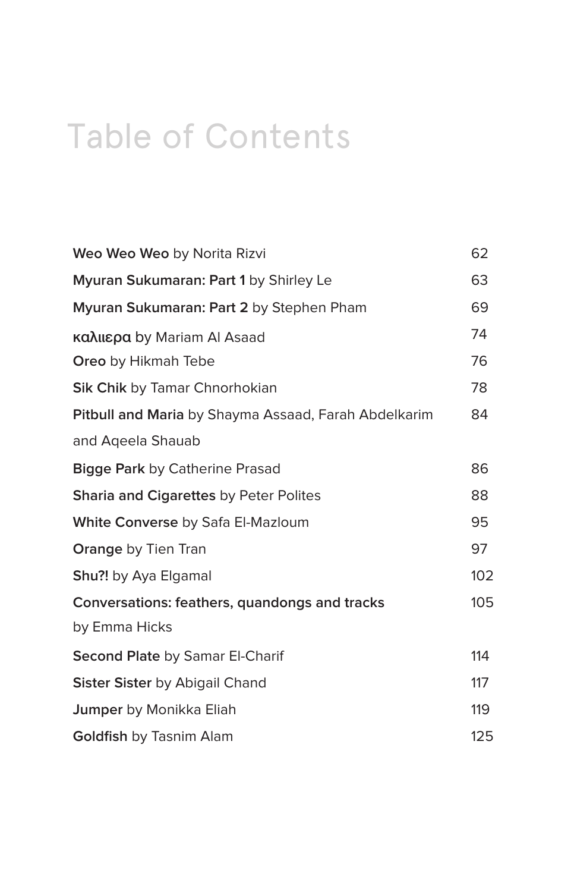# Table of Contents

| | |
|---|---|
| **Weo Weo Weo** by Norita Rizvi | 62 |
| **Myuran Sukumaran: Part 1** by Shirley Le | 63 |
| **Myuran Sukumaran: Part 2** by Stephen Pham | 69 |
| **καλιερα** by Mariam Al Asaad | 74 |
| **Oreo** by Hikmah Tebe | 76 |
| **Sik Chik** by Tamar Chnorhokian | 78 |
| **Pitbull and Maria** by Shayma Assaad, Farah Abdelkarim and Aqeela Shauab | 84 |
| **Bigge Park** by Catherine Prasad | 86 |
| **Sharia and Cigarettes** by Peter Polites | 88 |
| **White Converse** by Safa El-Mazloum | 95 |
| **Orange** by Tien Tran | 97 |
| **Shu?!** by Aya Elgamal | 102 |
| **Conversations: feathers, quandongs and tracks** by Emma Hicks | 105 |
| **Second Plate** by Samar El-Charif | 114 |
| **Sister Sister** by Abigail Chand | 117 |
| **Jumper** by Monikka Eliah | 119 |
| **Goldfish** by Tasnim Alam | 125 |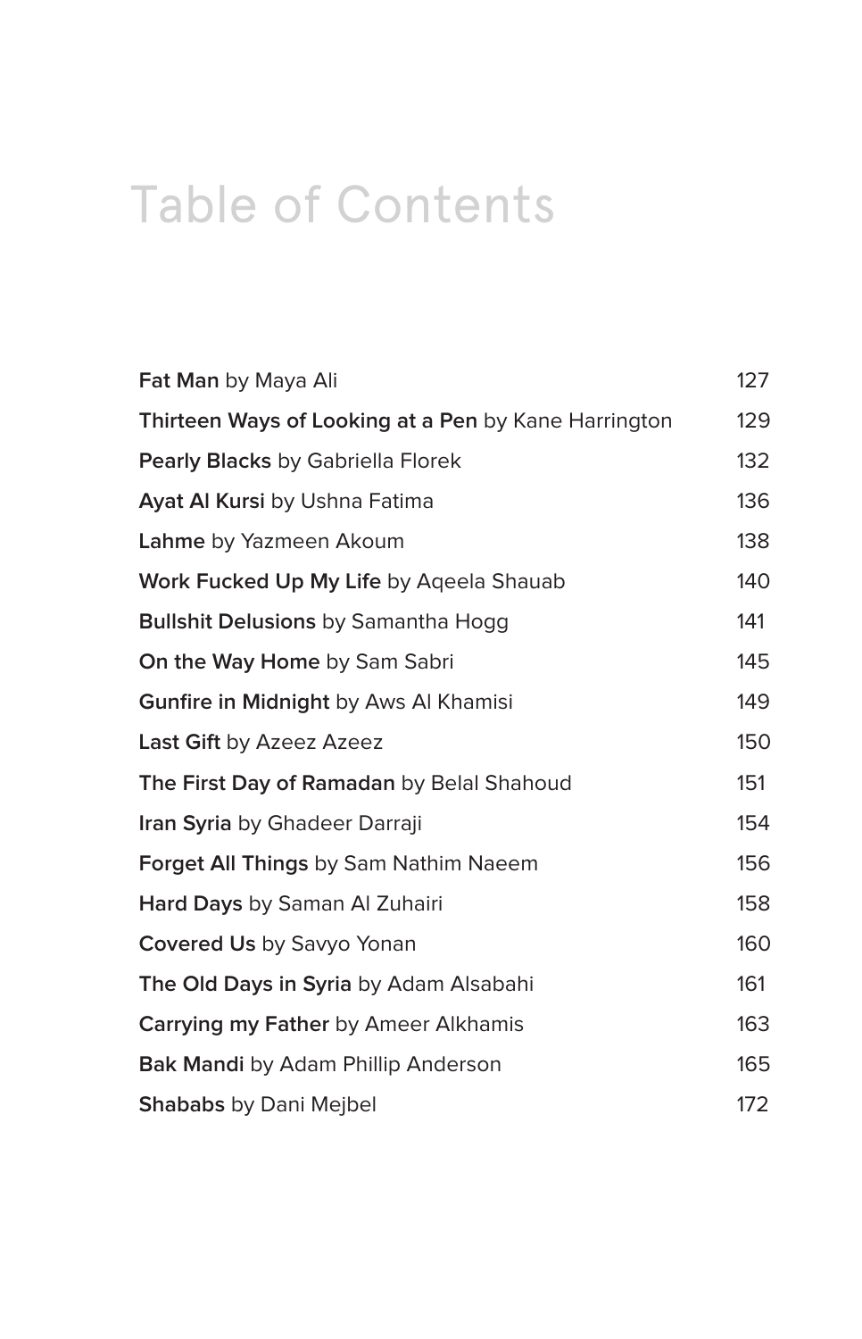# Table of Contents

| | |
|---|---|
| **Fat Man** by Maya Ali | 127 |
| **Thirteen Ways of Looking at a Pen** by Kane Harrington | 129 |
| **Pearly Blacks** by Gabriella Florek | 132 |
| **Ayat Al Kursi** by Ushna Fatima | 136 |
| **Lahme** by Yazmeen Akoum | 138 |
| **Work Fucked Up My Life** by Aqeela Shauab | 140 |
| **Bullshit Delusions** by Samantha Hogg | 141 |
| **On the Way Home** by Sam Sabri | 145 |
| **Gunfire in Midnight** by Aws Al Khamisi | 149 |
| **Last Gift** by Azeez Azeez | 150 |
| **The First Day of Ramadan** by Belal Shahoud | 151 |
| **Iran Syria** by Ghadeer Darraji | 154 |
| **Forget All Things** by Sam Nathim Naeem | 156 |
| **Hard Days** by Saman Al Zuhairi | 158 |
| **Covered Us** by Savyo Yonan | 160 |
| **The Old Days in Syria** by Adam Alsabahi | 161 |
| **Carrying my Father** by Ameer Alkhamis | 163 |
| **Bak Mandi** by Adam Phillip Anderson | 165 |
| **Shababs** by Dani Mejbel | 172 |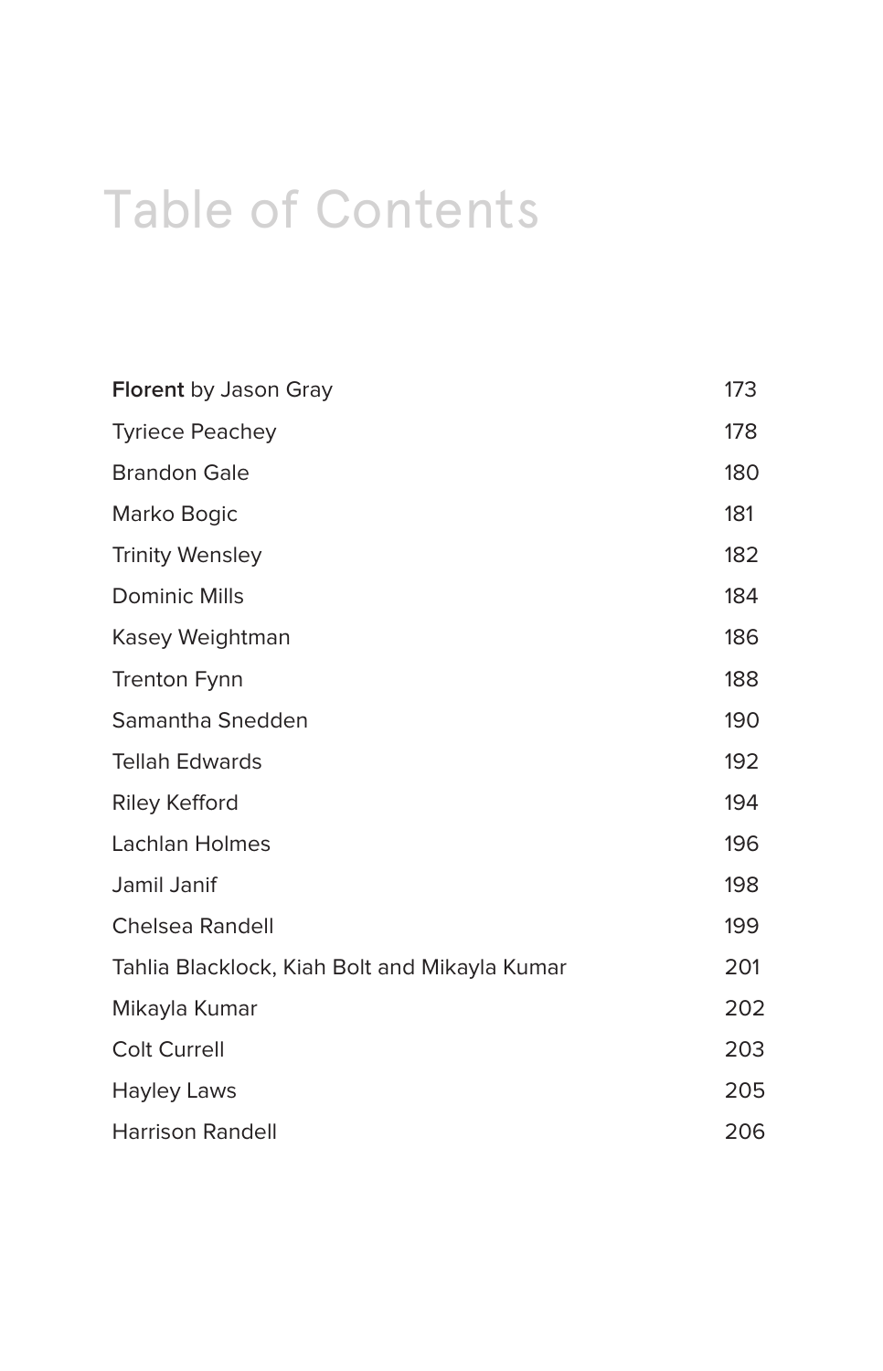# Table of Contents

| | |
|---|---|
| **Florent** by Jason Gray | 173 |
| Tyriece Peachey | 178 |
| Brandon Gale | 180 |
| Marko Bogic | 181 |
| Trinity Wensley | 182 |
| Dominic Mills | 184 |
| Kasey Weightman | 186 |
| Trenton Fynn | 188 |
| Samantha Snedden | 190 |
| Tellah Edwards | 192 |
| Riley Kefford | 194 |
| Lachlan Holmes | 196 |
| Jamil Janif | 198 |
| Chelsea Randell | 199 |
| Tahlia Blacklock, Kiah Bolt and Mikayla Kumar | 201 |
| Mikayla Kumar | 202 |
| Colt Currell | 203 |
| Hayley Laws | 205 |
| Harrison Randell | 206 |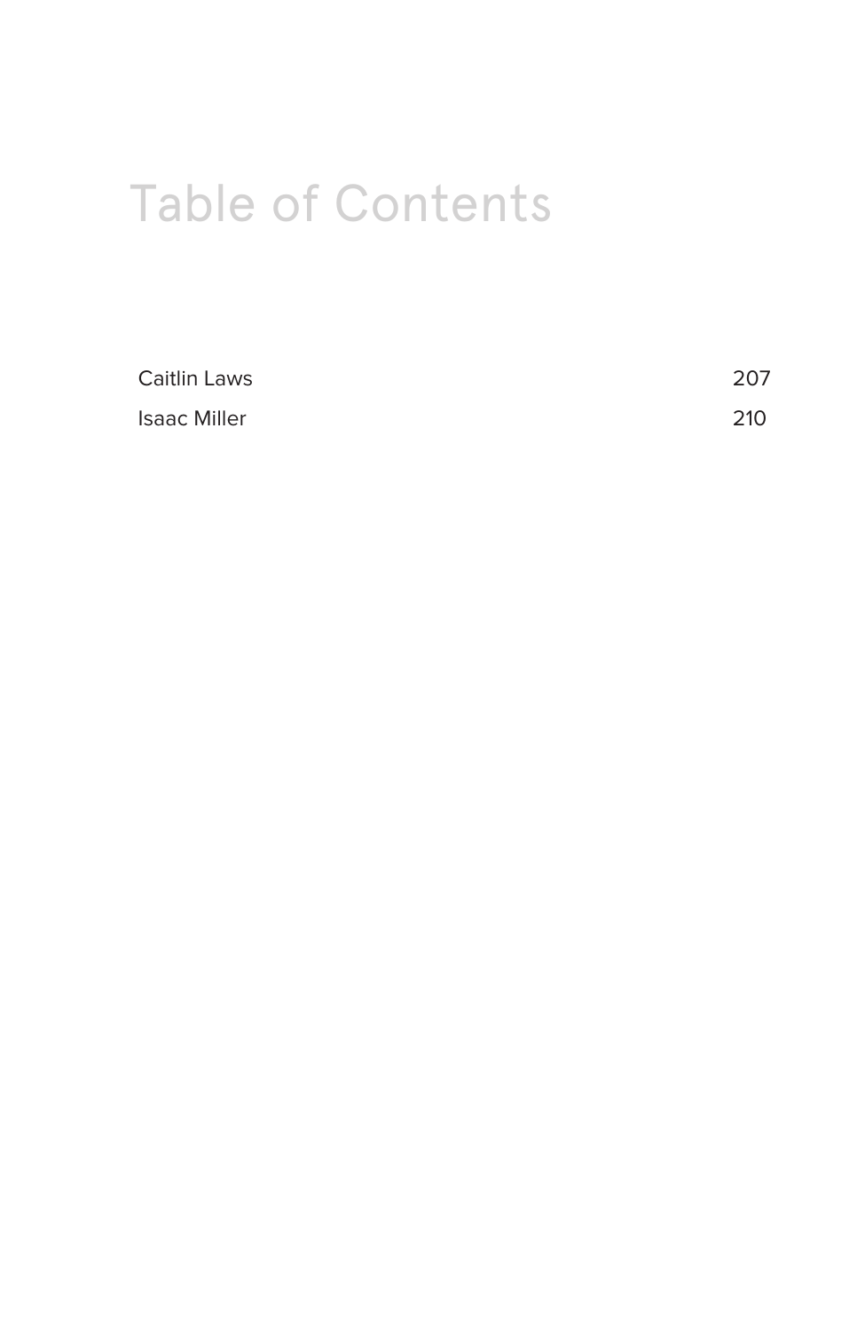# Table of Contents

| | |
|---|---|
| Caitlin Laws | 207 |
| Isaac Miller | 210 |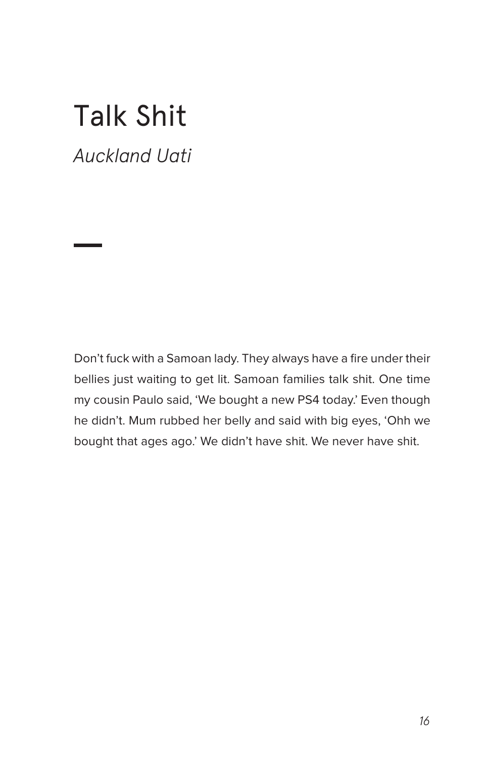# Talk Shit

*Auckland Uati*

Don't fuck with a Samoan lady. They always have a fire under their bellies just waiting to get lit. Samoan families talk shit. One time my cousin Paulo said, 'We bought a new PS4 today.' Even though he didn't. Mum rubbed her belly and said with big eyes, 'Ohh we bought that ages ago.' We didn't have shit. We never have shit.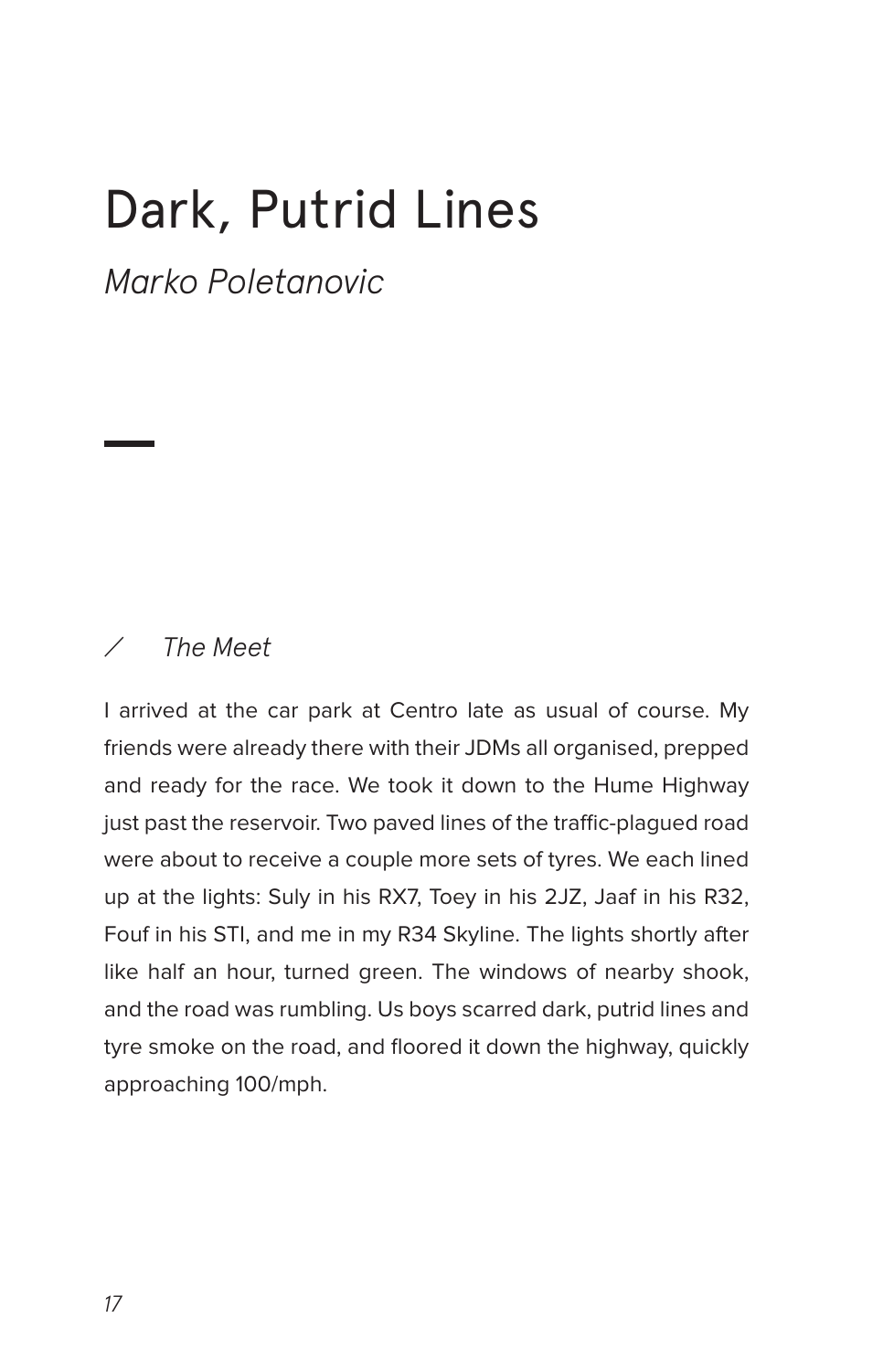# Dark, Putrid Lines

*Marko Poletanovic*

## ⁄ *The Meet*

I arrived at the car park at Centro late as usual of course. My friends were already there with their JDMs all organised, prepped and ready for the race. We took it down to the Hume Highway just past the reservoir. Two paved lines of the traffic-plagued road were about to receive a couple more sets of tyres. We each lined up at the lights: Suly in his RX7, Toey in his 2JZ, Jaaf in his R32, Fouf in his STI, and me in my R34 Skyline. The lights shortly after like half an hour, turned green. The windows of nearby shook, and the road was rumbling. Us boys scarred dark, putrid lines and tyre smoke on the road, and floored it down the highway, quickly approaching 100/mph.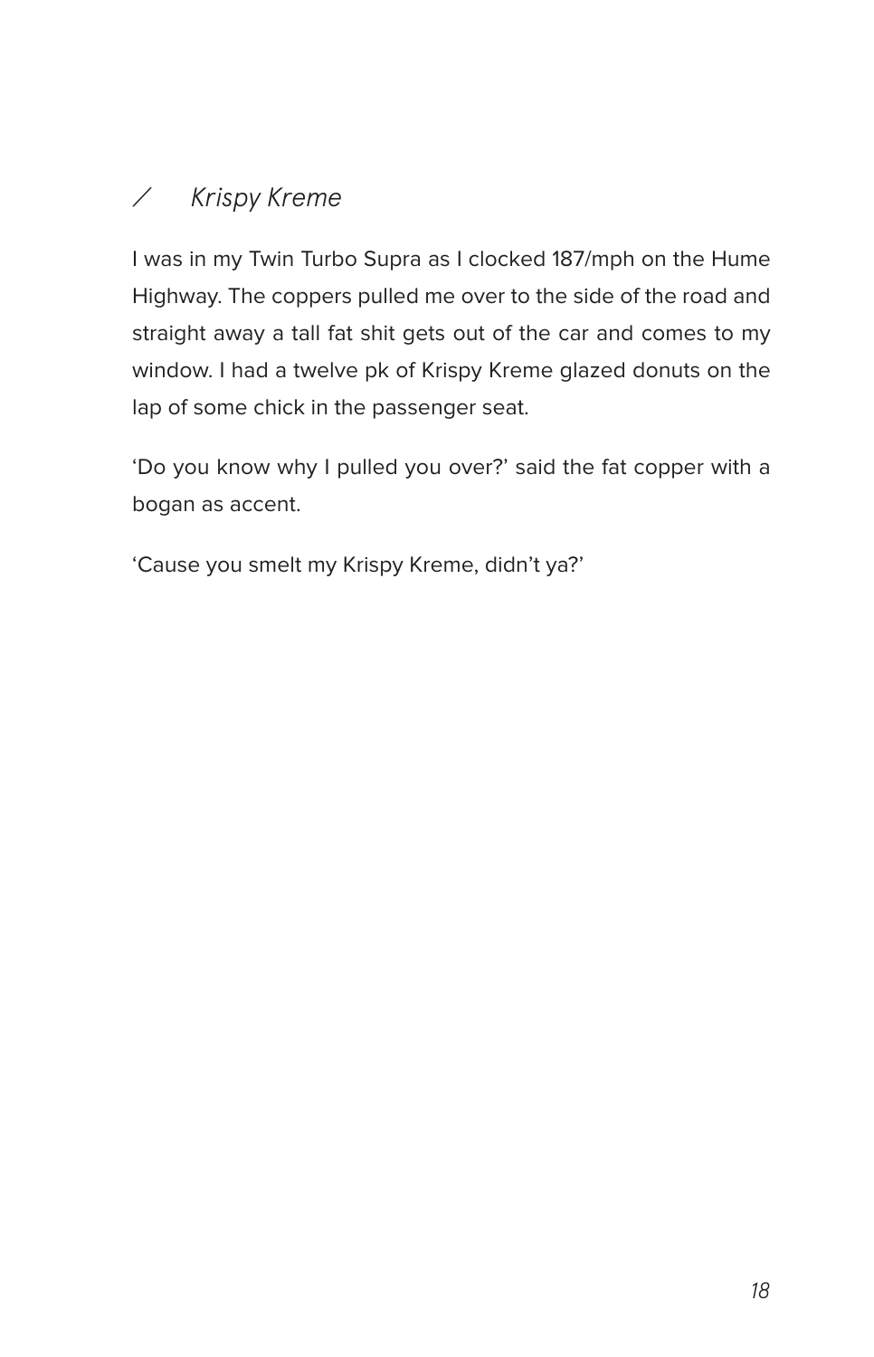## / *Krispy Kreme*

I was in my Twin Turbo Supra as I clocked 187/mph on the Hume Highway. The coppers pulled me over to the side of the road and straight away a tall fat shit gets out of the car and comes to my window. I had a twelve pk of Krispy Kreme glazed donuts on the lap of some chick in the passenger seat.

'Do you know why I pulled you over?' said the fat copper with a bogan as accent.

'Cause you smelt my Krispy Kreme, didn't ya?'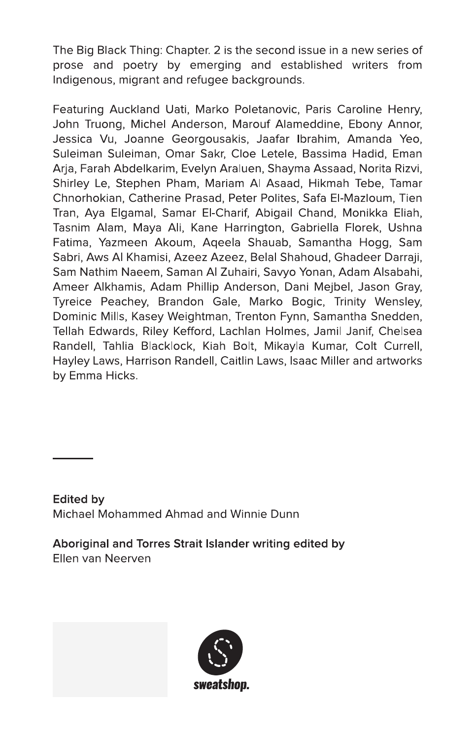The Big Black Thing: Chapter. 2 is the second issue in a new series of prose and poetry by emerging and established writers from Indigenous, migrant and refugee backgrounds.

Featuring Auckland Uati, Marko Poletanovic, Paris Caroline Henry, John Truong, Michel Anderson, Marouf Alameddine, Ebony Annor, Jessica Vu, Joanne Georgousakis, Jaafar Ibrahim, Amanda Yeo, Suleiman Suleiman, Omar Sakr, Cloe Letele, Bassima Hadid, Eman Arja, Farah Abdelkarim, Evelyn Araluen, Shayma Assaad, Norita Rizvi, Shirley Le, Stephen Pham, Mariam Al Asaad, Hikmah Tebe, Tamar Chnorhokian, Catherine Prasad, Peter Polites, Safa El-Mazloum, Tien Tran, Aya Elgamal, Samar El-Charif, Abigail Chand, Monikka Eliah, Tasnim Alam, Maya Ali, Kane Harrington, Gabriella Florek, Ushna Fatima, Yazmeen Akoum, Aqeela Shauab, Samantha Hogg, Sam Sabri, Aws Al Khamisi, Azeez Azeez, Belal Shahoud, Ghadeer Darraji, Sam Nathim Naeem, Saman Al Zuhairi, Savyo Yonan, Adam Alsabahi, Ameer Alkhamis, Adam Phillip Anderson, Dani Mejbel, Jason Gray, Tyreice Peachey, Brandon Gale, Marko Bogic, Trinity Wensley, Dominic Mills, Kasey Weightman, Trenton Fynn, Samantha Snedden, Tellah Edwards, Riley Kefford, Lachlan Holmes, Jamil Janif, Chelsea Randell, Tahlia Blacklock, Kiah Bolt, Mikayla Kumar, Colt Currell, Hayley Laws, Harrison Randell, Caitlin Laws, Isaac Miller and artworks by Emma Hicks.

**Edited by**
Michael Mohammed Ahmad and Winnie Dunn

**Aboriginal and Torres Strait Islander writing edited by**
Ellen van Neerven

sweatshop.